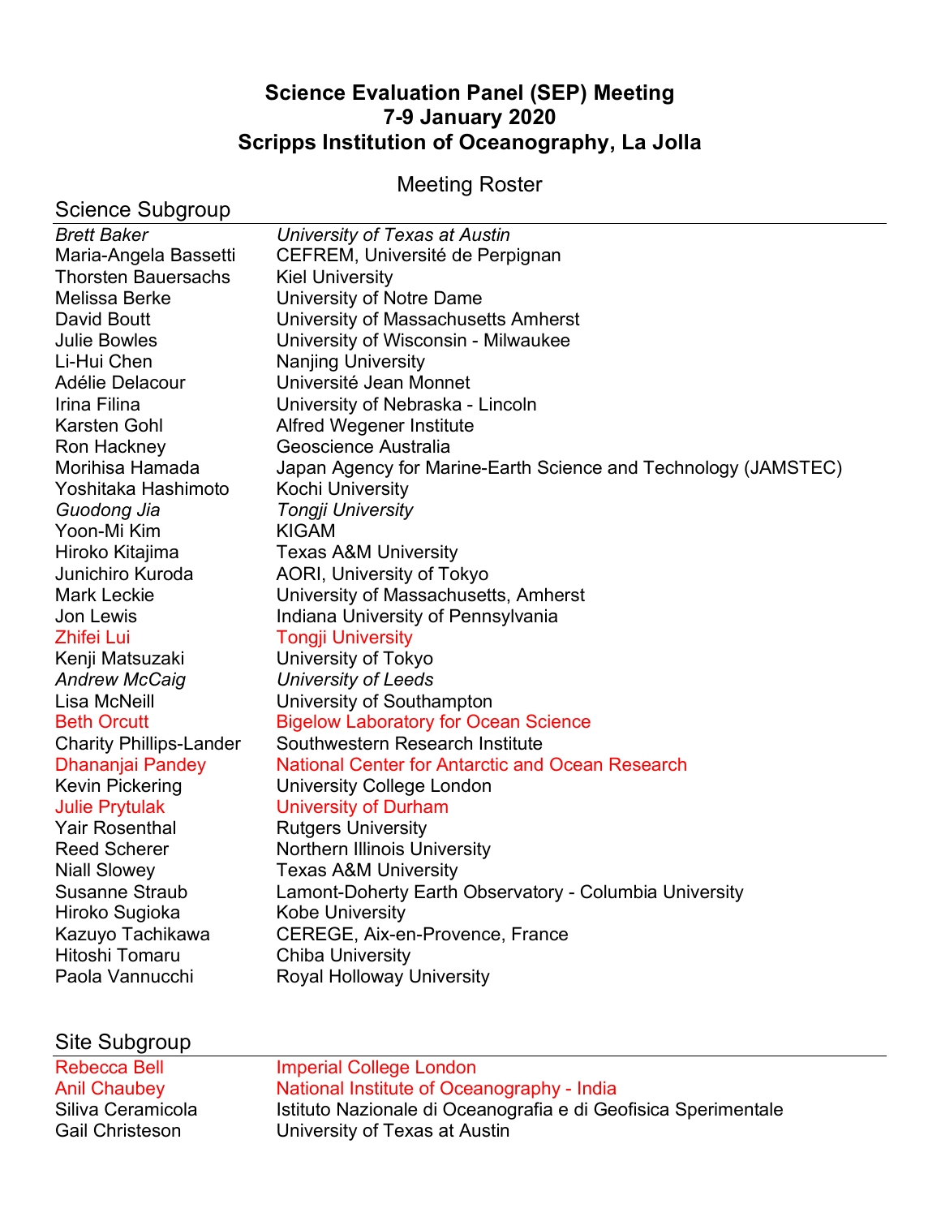# Science Evaluation Panel (SEP) Meeting
# 7-9 January 2020
# Scripps Institution of Oceanography, La Jolla

## Meeting Roster

### Science Subgroup

| | |
|---|---|
| *Brett Baker* | *University of Texas at Austin* |
| Maria-Angela Bassetti | CEFREM, Université de Perpignan |
| Thorsten Bauersachs | Kiel University |
| Melissa Berke | University of Notre Dame |
| David Boutt | University of Massachusetts Amherst |
| Julie Bowles | University of Wisconsin - Milwaukee |
| Li-Hui Chen | Nanjing University |
| Adélie Delacour | Université Jean Monnet |
| Irina Filina | University of Nebraska - Lincoln |
| Karsten Gohl | Alfred Wegener Institute |
| Ron Hackney | Geoscience Australia |
| Morihisa Hamada | Japan Agency for Marine-Earth Science and Technology (JAMSTEC) |
| Yoshitaka Hashimoto | Kochi University |
| *Guodong Jia* | *Tongji University* |
| Yoon-Mi Kim | KIGAM |
| Hiroko Kitajima | Texas A&M University |
| Junichiro Kuroda | AORI, University of Tokyo |
| Mark Leckie | University of Massachusetts, Amherst |
| Jon Lewis | Indiana University of Pennsylvania |
| Zhifei Lui | Tongji University |
| Kenji Matsuzaki | University of Tokyo |
| *Andrew McCaig* | *University of Leeds* |
| Lisa McNeill | University of Southampton |
| Beth Orcutt | Bigelow Laboratory for Ocean Science |
| Charity Phillips-Lander | Southwestern Research Institute |
| Dhananjai Pandey | National Center for Antarctic and Ocean Research |
| Kevin Pickering | University College London |
| Julie Prytulak | University of Durham |
| Yair Rosenthal | Rutgers University |
| Reed Scherer | Northern Illinois University |
| Niall Slowey | Texas A&M University |
| Susanne Straub | Lamont-Doherty Earth Observatory - Columbia University |
| Hiroko Sugioka | Kobe University |
| Kazuyo Tachikawa | CEREGE, Aix-en-Provence, France |
| Hitoshi Tomaru | Chiba University |
| Paola Vannucchi | Royal Holloway University |

### Site Subgroup

| | |
|---|---|
| Rebecca Bell | Imperial College London |
| Anil Chaubey | National Institute of Oceanography - India |
| Siliva Ceramicola | Istituto Nazionale di Oceanografia e di Geofisica Sperimentale |
| Gail Christeson | University of Texas at Austin |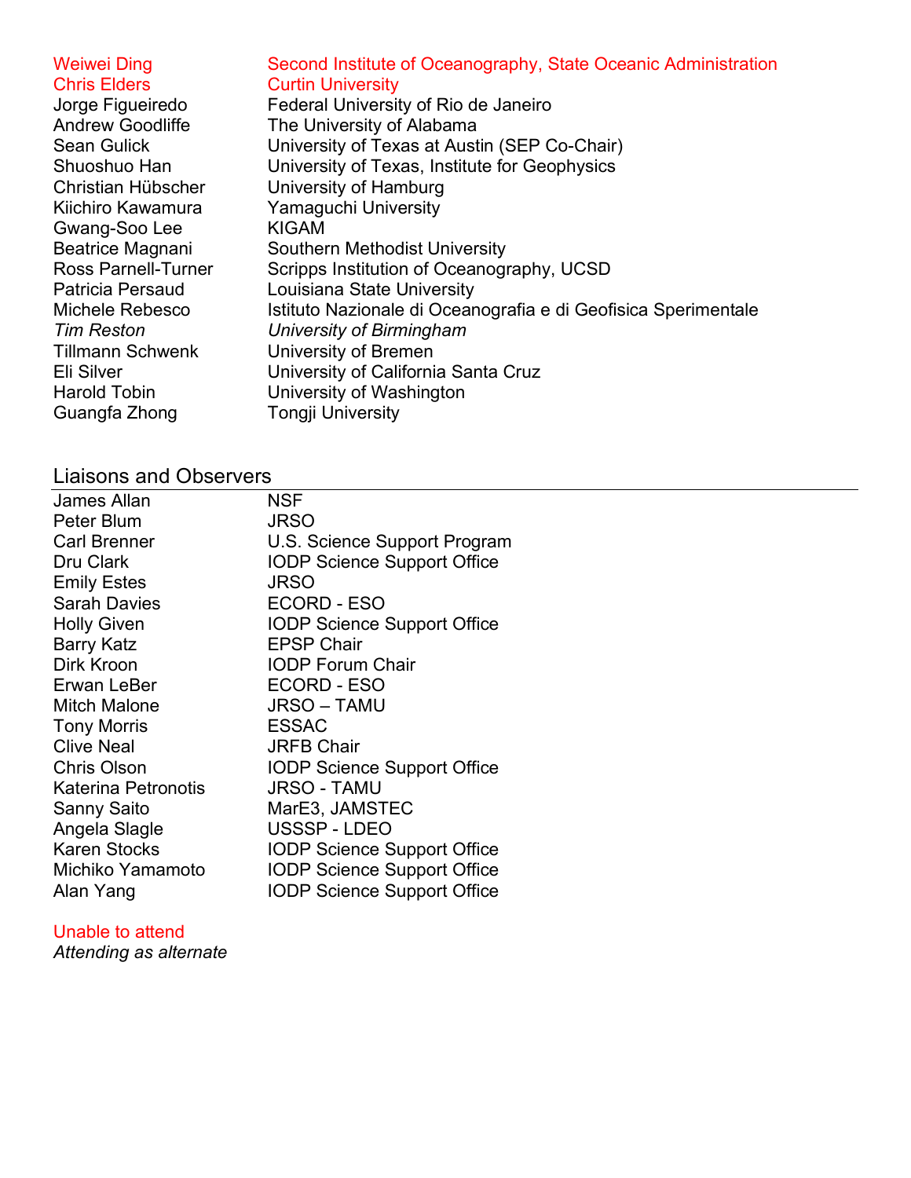| | |
|---|---|
| Weiwei Ding | Second Institute of Oceanography, State Oceanic Administration |
| Chris Elders | Curtin University |
| Jorge Figueiredo | Federal University of Rio de Janeiro |
| Andrew Goodliffe | The University of Alabama |
| Sean Gulick | University of Texas at Austin (SEP Co-Chair) |
| Shuoshuo Han | University of Texas, Institute for Geophysics |
| Christian Hübscher | University of Hamburg |
| Kiichiro Kawamura | Yamaguchi University |
| Gwang-Soo Lee | KIGAM |
| Beatrice Magnani | Southern Methodist University |
| Ross Parnell-Turner | Scripps Institution of Oceanography, UCSD |
| Patricia Persaud | Louisiana State University |
| Michele Rebesco | Istituto Nazionale di Oceanografia e di Geofisica Sperimentale |
| *Tim Reston* | *University of Birmingham* |
| Tillmann Schwenk | University of Bremen |
| Eli Silver | University of California Santa Cruz |
| Harold Tobin | University of Washington |
| Guangfa Zhong | Tongji University |

## Liaisons and Observers

| | |
|---|---|
| James Allan | NSF |
| Peter Blum | JRSO |
| Carl Brenner | U.S. Science Support Program |
| Dru Clark | IODP Science Support Office |
| Emily Estes | JRSO |
| Sarah Davies | ECORD - ESO |
| Holly Given | IODP Science Support Office |
| Barry Katz | EPSP Chair |
| Dirk Kroon | IODP Forum Chair |
| Erwan LeBer | ECORD - ESO |
| Mitch Malone | JRSO – TAMU |
| Tony Morris | ESSAC |
| Clive Neal | JRFB Chair |
| Chris Olson | IODP Science Support Office |
| Katerina Petronotis | JRSO - TAMU |
| Sanny Saito | MarE3, JAMSTEC |
| Angela Slagle | USSSP - LDEO |
| Karen Stocks | IODP Science Support Office |
| Michiko Yamamoto | IODP Science Support Office |
| Alan Yang | IODP Science Support Office |

Unable to attend

*Attending as alternate*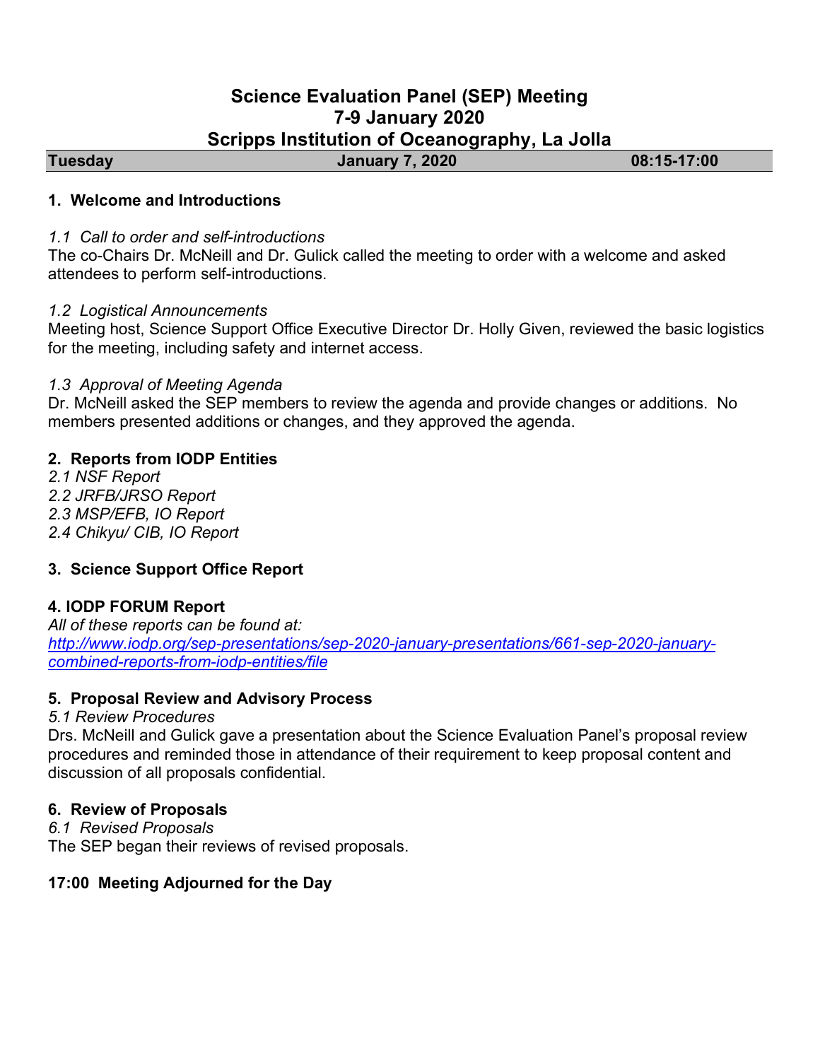# Science Evaluation Panel (SEP) Meeting
# 7-9 January 2020
# Scripps Institution of Oceanography, La Jolla

| Tuesday | January 7, 2020 | 08:15-17:00 |
|---|---|---|

## 1. Welcome and Introductions

*1.1 Call to order and self-introductions*

The co-Chairs Dr. McNeill and Dr. Gulick called the meeting to order with a welcome and asked attendees to perform self-introductions.

*1.2 Logistical Announcements*

Meeting host, Science Support Office Executive Director Dr. Holly Given, reviewed the basic logistics for the meeting, including safety and internet access.

*1.3 Approval of Meeting Agenda*

Dr. McNeill asked the SEP members to review the agenda and provide changes or additions. No members presented additions or changes, and they approved the agenda.

## 2. Reports from IODP Entities

*2.1 NSF Report*
*2.2 JRFB/JRSO Report*
*2.3 MSP/EFB, IO Report*
*2.4 Chikyu/ CIB, IO Report*

## 3. Science Support Office Report

## 4. IODP FORUM Report

*All of these reports can be found at:*
[http://www.iodp.org/sep-presentations/sep-2020-january-presentations/661-sep-2020-january-combined-reports-from-iodp-entities/file](http://www.iodp.org/sep-presentations/sep-2020-january-presentations/661-sep-2020-january-combined-reports-from-iodp-entities/file)

## 5. Proposal Review and Advisory Process

*5.1 Review Procedures*

Drs. McNeill and Gulick gave a presentation about the Science Evaluation Panel's proposal review procedures and reminded those in attendance of their requirement to keep proposal content and discussion of all proposals confidential.

## 6. Review of Proposals

*6.1 Revised Proposals*

The SEP began their reviews of revised proposals.

## 17:00 Meeting Adjourned for the Day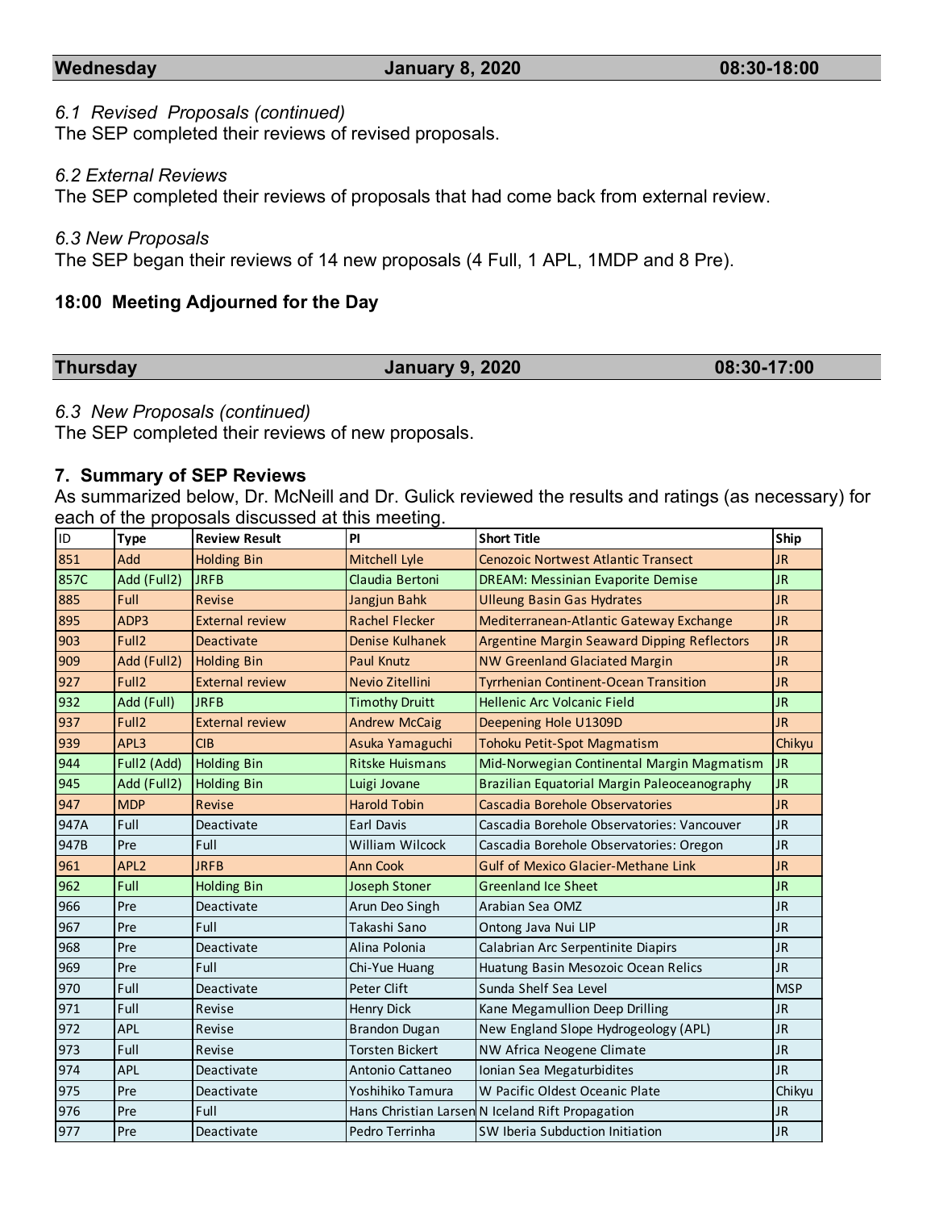| **Wednesday** | **January 8, 2020** | **08:30-18:00** |
|---|---|---|

*6.1 Revised Proposals (continued)*
The SEP completed their reviews of revised proposals.

*6.2 External Reviews*
The SEP completed their reviews of proposals that had come back from external review.

*6.3 New Proposals*
The SEP began their reviews of 14 new proposals (4 Full, 1 APL, 1MDP and 8 Pre).

**18:00 Meeting Adjourned for the Day**

| **Thursday** | **January 9, 2020** | **08:30-17:00** |
|---|---|---|

*6.3 New Proposals (continued)*
The SEP completed their reviews of new proposals.

## 7. Summary of SEP Reviews

As summarized below, Dr. McNeill and Dr. Gulick reviewed the results and ratings (as necessary) for each of the proposals discussed at this meeting.

| ID | Type | Review Result | PI | Short Title | Ship |
|---|---|---|---|---|---|
| 851 | Add | Holding Bin | Mitchell Lyle | Cenozoic Nortwest Atlantic Transect | JR |
| 857C | Add (Full2) | JRFB | Claudia Bertoni | DREAM: Messinian Evaporite Demise | JR |
| 885 | Full | Revise | Jangjun Bahk | Ulleung Basin Gas Hydrates | JR |
| 895 | ADP3 | External review | Rachel Flecker | Mediterranean-Atlantic Gateway Exchange | JR |
| 903 | Full2 | Deactivate | Denise Kulhanek | Argentine Margin Seaward Dipping Reflectors | JR |
| 909 | Add (Full2) | Holding Bin | Paul Knutz | NW Greenland Glaciated Margin | JR |
| 927 | Full2 | External review | Nevio Zitellini | Tyrrhenian Continent-Ocean Transition | JR |
| 932 | Add (Full) | JRFB | Timothy Druitt | Hellenic Arc Volcanic Field | JR |
| 937 | Full2 | External review | Andrew McCaig | Deepening Hole U1309D | JR |
| 939 | APL3 | CIB | Asuka Yamaguchi | Tohoku Petit-Spot Magmatism | Chikyu |
| 944 | Full2 (Add) | Holding Bin | Ritske Huismans | Mid-Norwegian Continental Margin Magmatism | JR |
| 945 | Add (Full2) | Holding Bin | Luigi Jovane | Brazilian Equatorial Margin Paleoceanography | JR |
| 947 | MDP | Revise | Harold Tobin | Cascadia Borehole Observatories | JR |
| 947A | Full | Deactivate | Earl Davis | Cascadia Borehole Observatories: Vancouver | JR |
| 947B | Pre | Full | William Wilcock | Cascadia Borehole Observatories: Oregon | JR |
| 961 | APL2 | JRFB | Ann Cook | Gulf of Mexico Glacier-Methane Link | JR |
| 962 | Full | Holding Bin | Joseph Stoner | Greenland Ice Sheet | JR |
| 966 | Pre | Deactivate | Arun Deo Singh | Arabian Sea OMZ | JR |
| 967 | Pre | Full | Takashi Sano | Ontong Java Nui LIP | JR |
| 968 | Pre | Deactivate | Alina Polonia | Calabrian Arc Serpentinite Diapirs | JR |
| 969 | Pre | Full | Chi-Yue Huang | Huatung Basin Mesozoic Ocean Relics | JR |
| 970 | Full | Deactivate | Peter Clift | Sunda Shelf Sea Level | MSP |
| 971 | Full | Revise | Henry Dick | Kane Megamullion Deep Drilling | JR |
| 972 | APL | Revise | Brandon Dugan | New England Slope Hydrogeology (APL) | JR |
| 973 | Full | Revise | Torsten Bickert | NW Africa Neogene Climate | JR |
| 974 | APL | Deactivate | Antonio Cattaneo | Ionian Sea Megaturbidites | JR |
| 975 | Pre | Deactivate | Yoshihiko Tamura | W Pacific Oldest Oceanic Plate | Chikyu |
| 976 | Pre | Full | Hans Christian Larsen | N Iceland Rift Propagation | JR |
| 977 | Pre | Deactivate | Pedro Terrinha | SW Iberia Subduction Initiation | JR |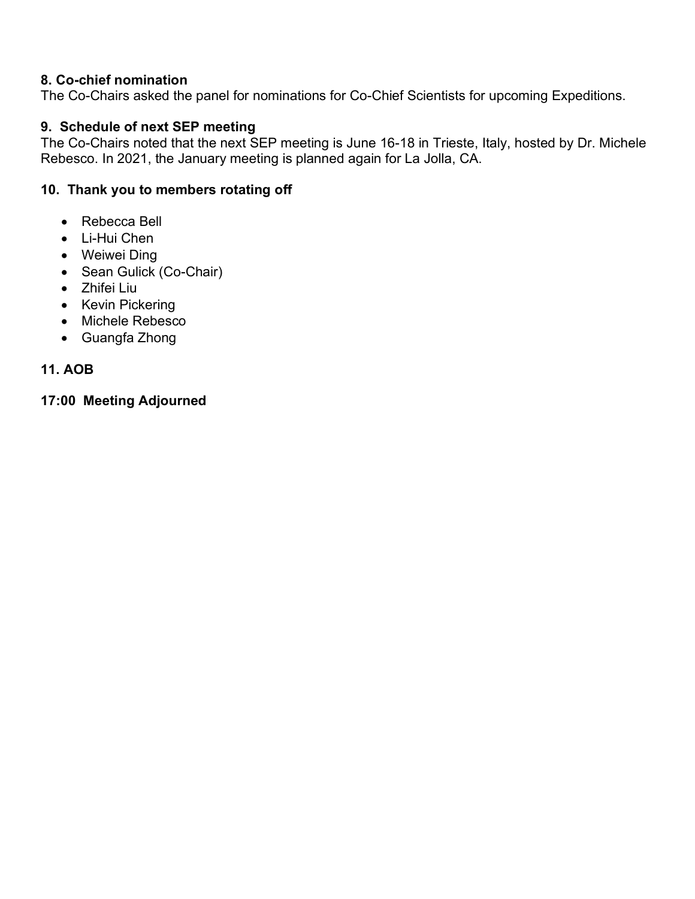**8. Co-chief nomination**

The Co-Chairs asked the panel for nominations for Co-Chief Scientists for upcoming Expeditions.

**9. Schedule of next SEP meeting**

The Co-Chairs noted that the next SEP meeting is June 16-18 in Trieste, Italy, hosted by Dr. Michele Rebesco. In 2021, the January meeting is planned again for La Jolla, CA.

**10. Thank you to members rotating off**

- Rebecca Bell
- Li-Hui Chen
- Weiwei Ding
- Sean Gulick (Co-Chair)
- Zhifei Liu
- Kevin Pickering
- Michele Rebesco
- Guangfa Zhong

**11. AOB**

**17:00 Meeting Adjourned**